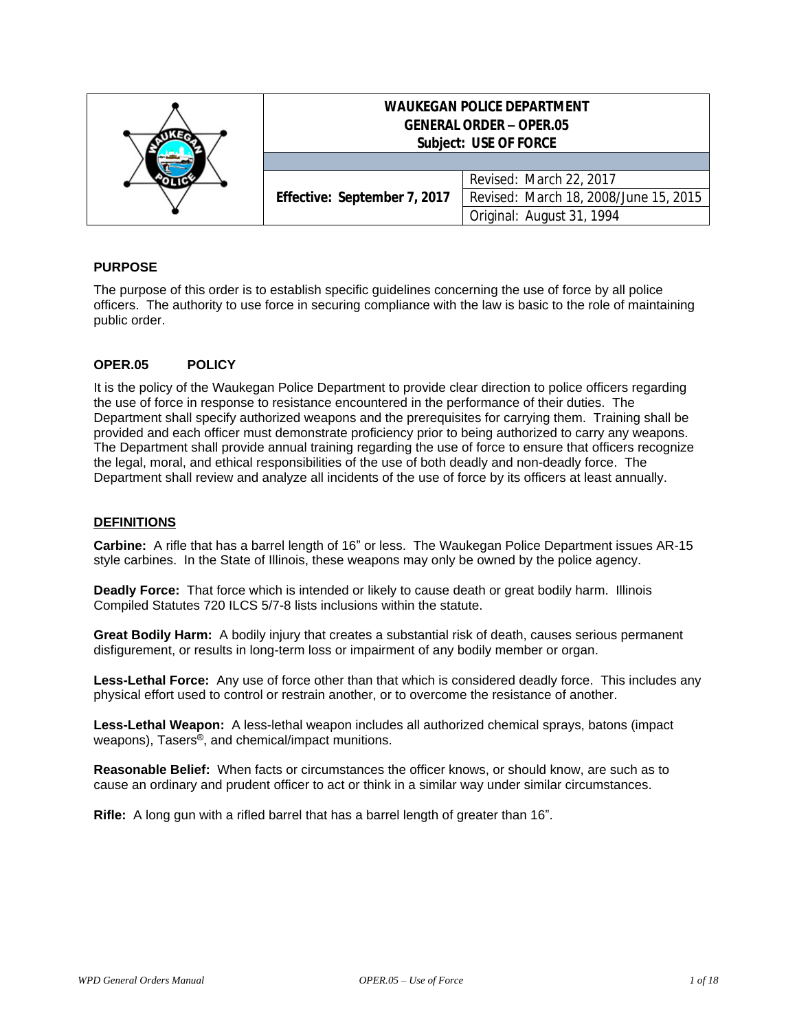| | WAUKEGAN POLICE DEPARTMENT<br>GENERAL ORDER – OPER.05<br>Subject: USE OF FORCE | |
|---|---|---|
| | | |
| | Effective: September 7, 2017 | Revised: March 22, 2017 |
| | | Revised: March 18, 2008/June 15, 2015 |
| | | Original: August 31, 1994 |

## PURPOSE

The purpose of this order is to establish specific guidelines concerning the use of force by all police officers. The authority to use force in securing compliance with the law is basic to the role of maintaining public order.

## OPER.05 POLICY

It is the policy of the Waukegan Police Department to provide clear direction to police officers regarding the use of force in response to resistance encountered in the performance of their duties. The Department shall specify authorized weapons and the prerequisites for carrying them. Training shall be provided and each officer must demonstrate proficiency prior to being authorized to carry any weapons. The Department shall provide annual training regarding the use of force to ensure that officers recognize the legal, moral, and ethical responsibilities of the use of both deadly and non-deadly force. The Department shall review and analyze all incidents of the use of force by its officers at least annually.

## DEFINITIONS

**Carbine:** A rifle that has a barrel length of 16" or less. The Waukegan Police Department issues AR-15 style carbines. In the State of Illinois, these weapons may only be owned by the police agency.

**Deadly Force:** That force which is intended or likely to cause death or great bodily harm. Illinois Compiled Statutes 720 ILCS 5/7-8 lists inclusions within the statute.

**Great Bodily Harm:** A bodily injury that creates a substantial risk of death, causes serious permanent disfigurement, or results in long-term loss or impairment of any bodily member or organ.

**Less-Lethal Force:** Any use of force other than that which is considered deadly force. This includes any physical effort used to control or restrain another, or to overcome the resistance of another.

**Less-Lethal Weapon:** A less-lethal weapon includes all authorized chemical sprays, batons (impact weapons), Tasers®, and chemical/impact munitions.

**Reasonable Belief:** When facts or circumstances the officer knows, or should know, are such as to cause an ordinary and prudent officer to act or think in a similar way under similar circumstances.

**Rifle:** A long gun with a rifled barrel that has a barrel length of greater than 16".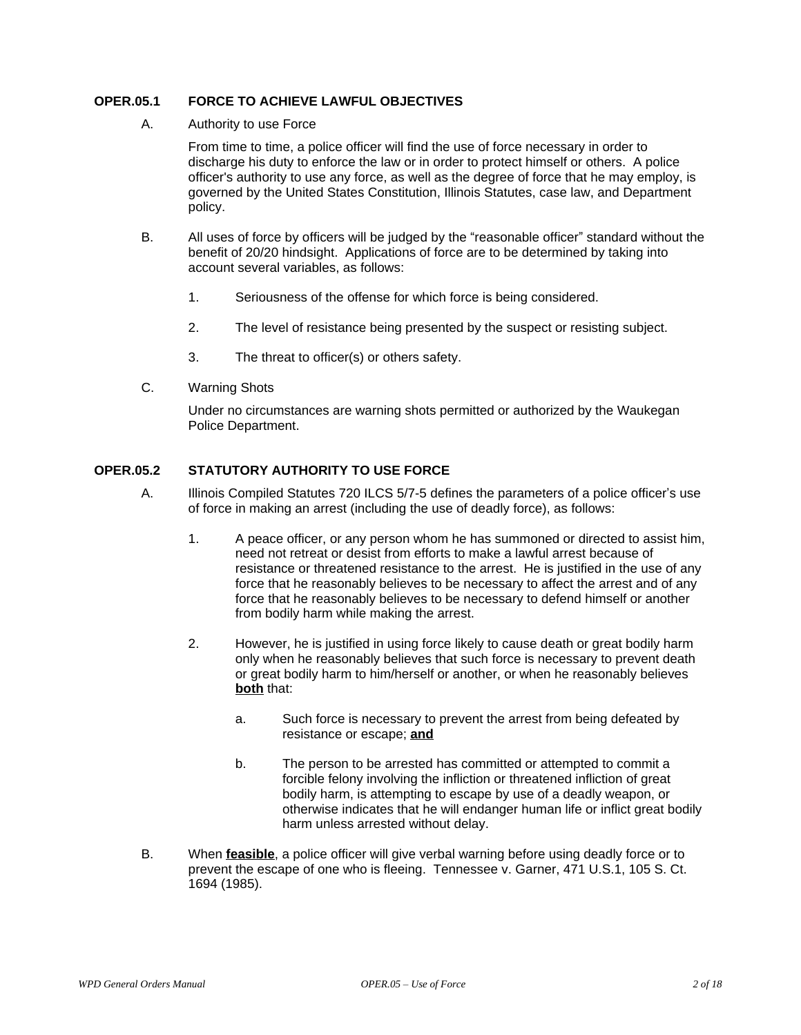## OPER.05.1 FORCE TO ACHIEVE LAWFUL OBJECTIVES

A. Authority to use Force

From time to time, a police officer will find the use of force necessary in order to discharge his duty to enforce the law or in order to protect himself or others. A police officer's authority to use any force, as well as the degree of force that he may employ, is governed by the United States Constitution, Illinois Statutes, case law, and Department policy.

B. All uses of force by officers will be judged by the "reasonable officer" standard without the benefit of 20/20 hindsight. Applications of force are to be determined by taking into account several variables, as follows:

1. Seriousness of the offense for which force is being considered.
2. The level of resistance being presented by the suspect or resisting subject.
3. The threat to officer(s) or others safety.

C. Warning Shots

Under no circumstances are warning shots permitted or authorized by the Waukegan Police Department.

## OPER.05.2 STATUTORY AUTHORITY TO USE FORCE

A. Illinois Compiled Statutes 720 ILCS 5/7-5 defines the parameters of a police officer's use of force in making an arrest (including the use of deadly force), as follows:

1. A peace officer, or any person whom he has summoned or directed to assist him, need not retreat or desist from efforts to make a lawful arrest because of resistance or threatened resistance to the arrest. He is justified in the use of any force that he reasonably believes to be necessary to affect the arrest and of any force that he reasonably believes to be necessary to defend himself or another from bodily harm while making the arrest.

2. However, he is justified in using force likely to cause death or great bodily harm only when he reasonably believes that such force is necessary to prevent death or great bodily harm to him/herself or another, or when he reasonably believes **both** that:

   a. Such force is necessary to prevent the arrest from being defeated by resistance or escape; **and**

   b. The person to be arrested has committed or attempted to commit a forcible felony involving the infliction or threatened infliction of great bodily harm, is attempting to escape by use of a deadly weapon, or otherwise indicates that he will endanger human life or inflict great bodily harm unless arrested without delay.

B. When **feasible**, a police officer will give verbal warning before using deadly force or to prevent the escape of one who is fleeing. Tennessee v. Garner, 471 U.S.1, 105 S. Ct. 1694 (1985).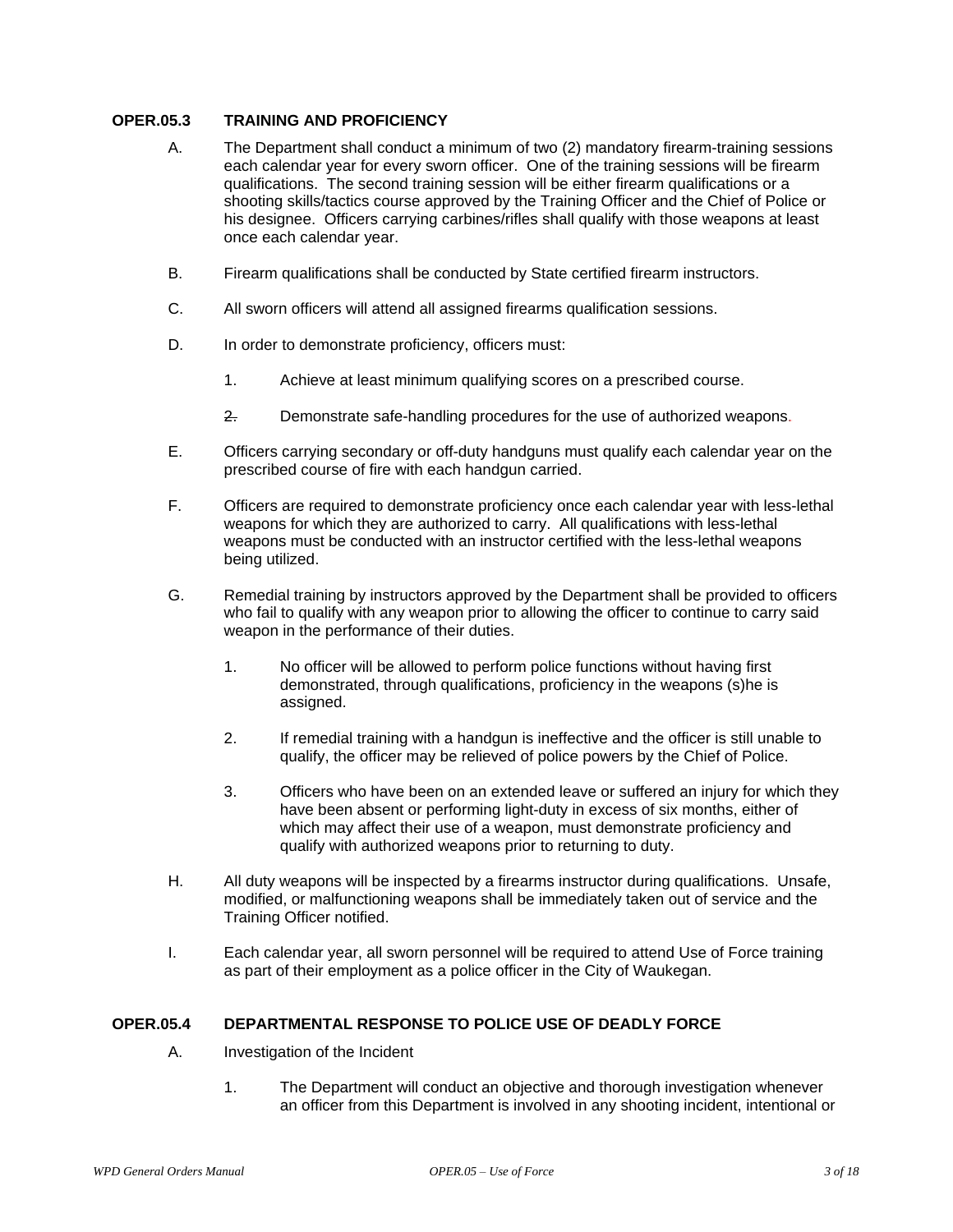## OPER.05.3 TRAINING AND PROFICIENCY

A. The Department shall conduct a minimum of two (2) mandatory firearm-training sessions each calendar year for every sworn officer. One of the training sessions will be firearm qualifications. The second training session will be either firearm qualifications or a shooting skills/tactics course approved by the Training Officer and the Chief of Police or his designee. Officers carrying carbines/rifles shall qualify with those weapons at least once each calendar year.

B. Firearm qualifications shall be conducted by State certified firearm instructors.

C. All sworn officers will attend all assigned firearms qualification sessions.

D. In order to demonstrate proficiency, officers must:

   1. Achieve at least minimum qualifying scores on a prescribed course.

   2. Demonstrate safe-handling procedures for the use of authorized weapons.

E. Officers carrying secondary or off-duty handguns must qualify each calendar year on the prescribed course of fire with each handgun carried.

F. Officers are required to demonstrate proficiency once each calendar year with less-lethal weapons for which they are authorized to carry. All qualifications with less-lethal weapons must be conducted with an instructor certified with the less-lethal weapons being utilized.

G. Remedial training by instructors approved by the Department shall be provided to officers who fail to qualify with any weapon prior to allowing the officer to continue to carry said weapon in the performance of their duties.

   1. No officer will be allowed to perform police functions without having first demonstrated, through qualifications, proficiency in the weapons (s)he is assigned.

   2. If remedial training with a handgun is ineffective and the officer is still unable to qualify, the officer may be relieved of police powers by the Chief of Police.

   3. Officers who have been on an extended leave or suffered an injury for which they have been absent or performing light-duty in excess of six months, either of which may affect their use of a weapon, must demonstrate proficiency and qualify with authorized weapons prior to returning to duty.

H. All duty weapons will be inspected by a firearms instructor during qualifications. Unsafe, modified, or malfunctioning weapons shall be immediately taken out of service and the Training Officer notified.

I. Each calendar year, all sworn personnel will be required to attend Use of Force training as part of their employment as a police officer in the City of Waukegan.

## OPER.05.4 DEPARTMENTAL RESPONSE TO POLICE USE OF DEADLY FORCE

A. Investigation of the Incident

   1. The Department will conduct an objective and thorough investigation whenever an officer from this Department is involved in any shooting incident, intentional or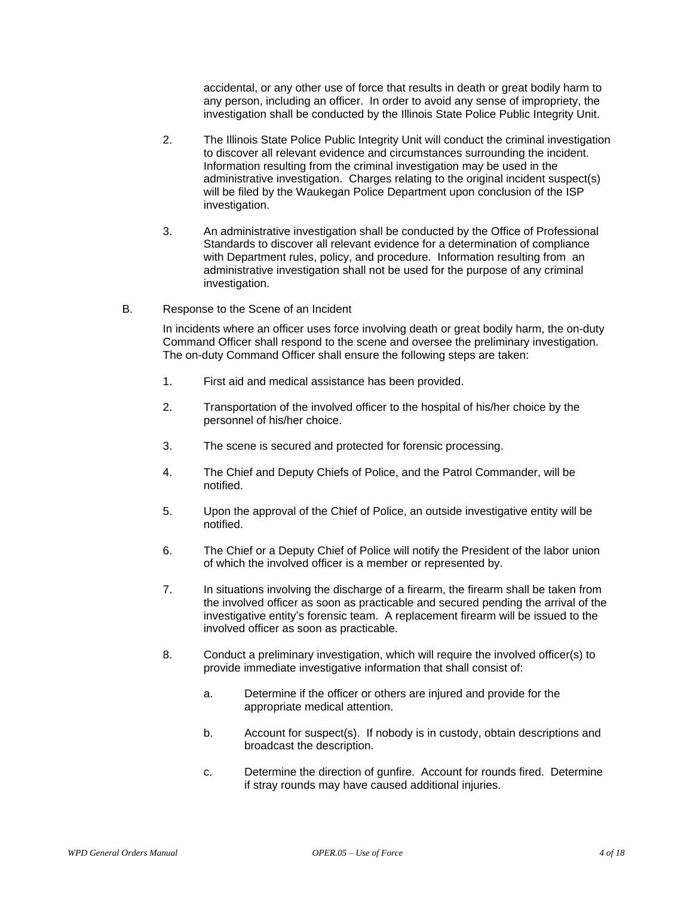accidental, or any other use of force that results in death or great bodily harm to any person, including an officer. In order to avoid any sense of impropriety, the investigation shall be conducted by the Illinois State Police Public Integrity Unit.

2. The Illinois State Police Public Integrity Unit will conduct the criminal investigation to discover all relevant evidence and circumstances surrounding the incident. Information resulting from the criminal investigation may be used in the administrative investigation. Charges relating to the original incident suspect(s) will be filed by the Waukegan Police Department upon conclusion of the ISP investigation.

3. An administrative investigation shall be conducted by the Office of Professional Standards to discover all relevant evidence for a determination of compliance with Department rules, policy, and procedure. Information resulting from an administrative investigation shall not be used for the purpose of any criminal investigation.

B. Response to the Scene of an Incident

In incidents where an officer uses force involving death or great bodily harm, the on-duty Command Officer shall respond to the scene and oversee the preliminary investigation. The on-duty Command Officer shall ensure the following steps are taken:

1. First aid and medical assistance has been provided.

2. Transportation of the involved officer to the hospital of his/her choice by the personnel of his/her choice.

3. The scene is secured and protected for forensic processing.

4. The Chief and Deputy Chiefs of Police, and the Patrol Commander, will be notified.

5. Upon the approval of the Chief of Police, an outside investigative entity will be notified.

6. The Chief or a Deputy Chief of Police will notify the President of the labor union of which the involved officer is a member or represented by.

7. In situations involving the discharge of a firearm, the firearm shall be taken from the involved officer as soon as practicable and secured pending the arrival of the investigative entity's forensic team. A replacement firearm will be issued to the involved officer as soon as practicable.

8. Conduct a preliminary investigation, which will require the involved officer(s) to provide immediate investigative information that shall consist of:

   a. Determine if the officer or others are injured and provide for the appropriate medical attention.

   b. Account for suspect(s). If nobody is in custody, obtain descriptions and broadcast the description.

   c. Determine the direction of gunfire. Account for rounds fired. Determine if stray rounds may have caused additional injuries.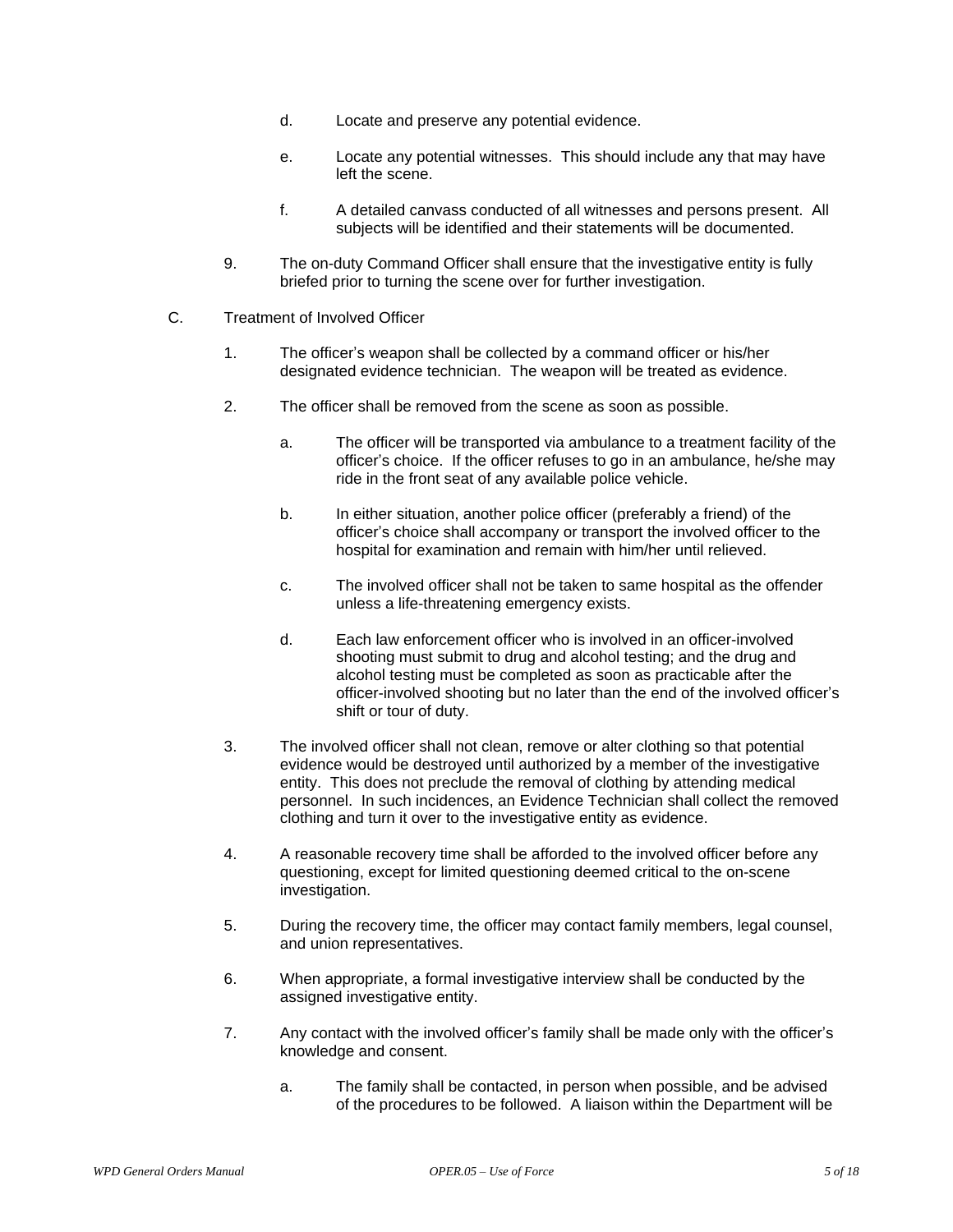d. Locate and preserve any potential evidence.

e. Locate any potential witnesses. This should include any that may have left the scene.

f. A detailed canvass conducted of all witnesses and persons present. All subjects will be identified and their statements will be documented.

9. The on-duty Command Officer shall ensure that the investigative entity is fully briefed prior to turning the scene over for further investigation.

C. Treatment of Involved Officer

1. The officer's weapon shall be collected by a command officer or his/her designated evidence technician. The weapon will be treated as evidence.

2. The officer shall be removed from the scene as soon as possible.

   a. The officer will be transported via ambulance to a treatment facility of the officer's choice. If the officer refuses to go in an ambulance, he/she may ride in the front seat of any available police vehicle.

   b. In either situation, another police officer (preferably a friend) of the officer's choice shall accompany or transport the involved officer to the hospital for examination and remain with him/her until relieved.

   c. The involved officer shall not be taken to same hospital as the offender unless a life-threatening emergency exists.

   d. Each law enforcement officer who is involved in an officer-involved shooting must submit to drug and alcohol testing; and the drug and alcohol testing must be completed as soon as practicable after the officer-involved shooting but no later than the end of the involved officer's shift or tour of duty.

3. The involved officer shall not clean, remove or alter clothing so that potential evidence would be destroyed until authorized by a member of the investigative entity. This does not preclude the removal of clothing by attending medical personnel. In such incidences, an Evidence Technician shall collect the removed clothing and turn it over to the investigative entity as evidence.

4. A reasonable recovery time shall be afforded to the involved officer before any questioning, except for limited questioning deemed critical to the on-scene investigation.

5. During the recovery time, the officer may contact family members, legal counsel, and union representatives.

6. When appropriate, a formal investigative interview shall be conducted by the assigned investigative entity.

7. Any contact with the involved officer's family shall be made only with the officer's knowledge and consent.

   a. The family shall be contacted, in person when possible, and be advised of the procedures to be followed. A liaison within the Department will be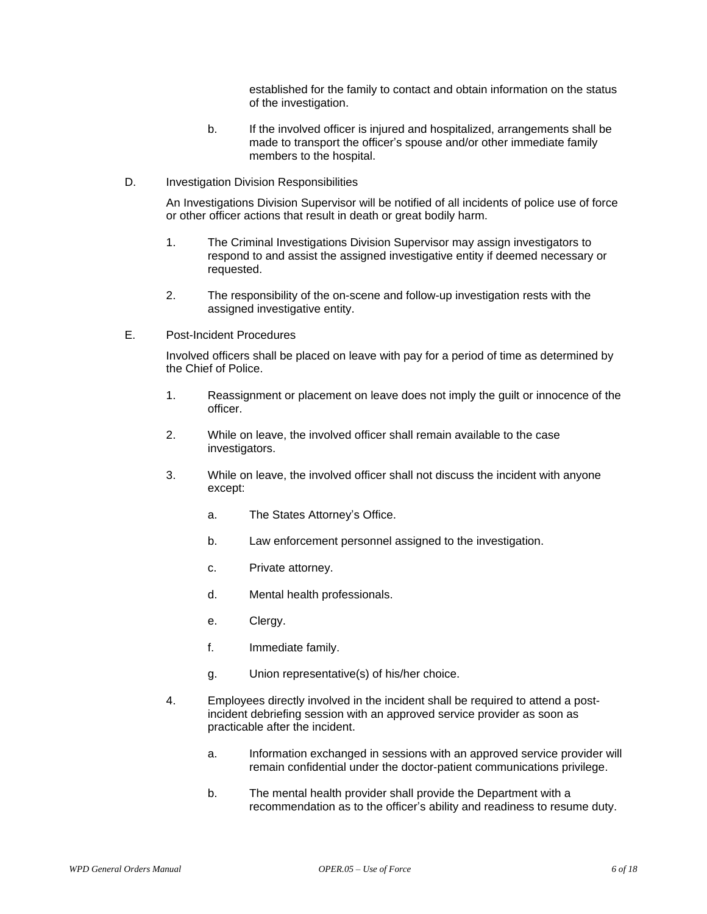established for the family to contact and obtain information on the status of the investigation.

b. If the involved officer is injured and hospitalized, arrangements shall be made to transport the officer's spouse and/or other immediate family members to the hospital.

D. Investigation Division Responsibilities

An Investigations Division Supervisor will be notified of all incidents of police use of force or other officer actions that result in death or great bodily harm.

1. The Criminal Investigations Division Supervisor may assign investigators to respond to and assist the assigned investigative entity if deemed necessary or requested.

2. The responsibility of the on-scene and follow-up investigation rests with the assigned investigative entity.

E. Post-Incident Procedures

Involved officers shall be placed on leave with pay for a period of time as determined by the Chief of Police.

1. Reassignment or placement on leave does not imply the guilt or innocence of the officer.

2. While on leave, the involved officer shall remain available to the case investigators.

3. While on leave, the involved officer shall not discuss the incident with anyone except:

   a. The States Attorney's Office.

   b. Law enforcement personnel assigned to the investigation.

   c. Private attorney.

   d. Mental health professionals.

   e. Clergy.

   f. Immediate family.

   g. Union representative(s) of his/her choice.

4. Employees directly involved in the incident shall be required to attend a post-incident debriefing session with an approved service provider as soon as practicable after the incident.

   a. Information exchanged in sessions with an approved service provider will remain confidential under the doctor-patient communications privilege.

   b. The mental health provider shall provide the Department with a recommendation as to the officer's ability and readiness to resume duty.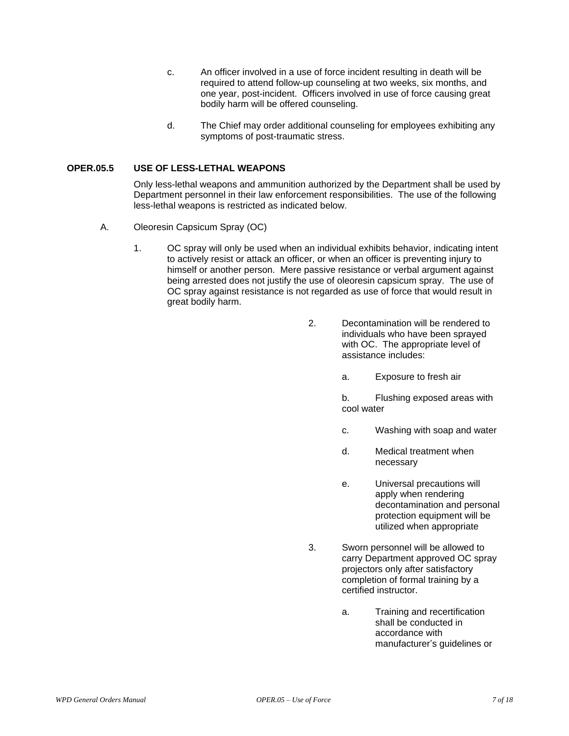c. An officer involved in a use of force incident resulting in death will be required to attend follow-up counseling at two weeks, six months, and one year, post-incident. Officers involved in use of force causing great bodily harm will be offered counseling.

d. The Chief may order additional counseling for employees exhibiting any symptoms of post-traumatic stress.

## OPER.05.5 USE OF LESS-LETHAL WEAPONS

Only less-lethal weapons and ammunition authorized by the Department shall be used by Department personnel in their law enforcement responsibilities. The use of the following less-lethal weapons is restricted as indicated below.

A. Oleoresin Capsicum Spray (OC)

1. OC spray will only be used when an individual exhibits behavior, indicating intent to actively resist or attack an officer, or when an officer is preventing injury to himself or another person. Mere passive resistance or verbal argument against being arrested does not justify the use of oleoresin capsicum spray. The use of OC spray against resistance is not regarded as use of force that would result in great bodily harm.

2. Decontamination will be rendered to individuals who have been sprayed with OC. The appropriate level of assistance includes:

   a. Exposure to fresh air

   b. Flushing exposed areas with cool water

   c. Washing with soap and water

   d. Medical treatment when necessary

   e. Universal precautions will apply when rendering decontamination and personal protection equipment will be utilized when appropriate

3. Sworn personnel will be allowed to carry Department approved OC spray projectors only after satisfactory completion of formal training by a certified instructor.

   a. Training and recertification shall be conducted in accordance with manufacturer's guidelines or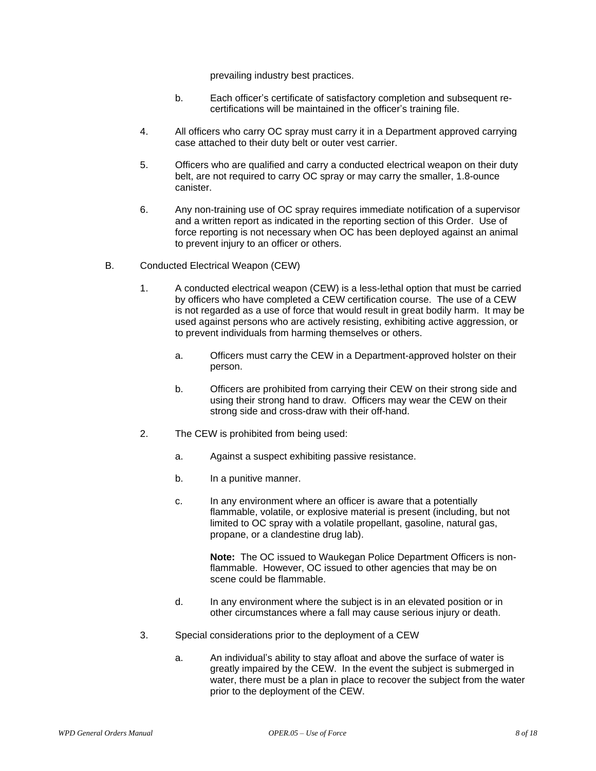prevailing industry best practices.

b. Each officer's certificate of satisfactory completion and subsequent re-certifications will be maintained in the officer's training file.

4. All officers who carry OC spray must carry it in a Department approved carrying case attached to their duty belt or outer vest carrier.

5. Officers who are qualified and carry a conducted electrical weapon on their duty belt, are not required to carry OC spray or may carry the smaller, 1.8-ounce canister.

6. Any non-training use of OC spray requires immediate notification of a supervisor and a written report as indicated in the reporting section of this Order. Use of force reporting is not necessary when OC has been deployed against an animal to prevent injury to an officer or others.

B. Conducted Electrical Weapon (CEW)

1. A conducted electrical weapon (CEW) is a less-lethal option that must be carried by officers who have completed a CEW certification course. The use of a CEW is not regarded as a use of force that would result in great bodily harm. It may be used against persons who are actively resisting, exhibiting active aggression, or to prevent individuals from harming themselves or others.

   a. Officers must carry the CEW in a Department-approved holster on their person.

   b. Officers are prohibited from carrying their CEW on their strong side and using their strong hand to draw. Officers may wear the CEW on their strong side and cross-draw with their off-hand.

2. The CEW is prohibited from being used:

   a. Against a suspect exhibiting passive resistance.

   b. In a punitive manner.

   c. In any environment where an officer is aware that a potentially flammable, volatile, or explosive material is present (including, but not limited to OC spray with a volatile propellant, gasoline, natural gas, propane, or a clandestine drug lab).

   **Note:** The OC issued to Waukegan Police Department Officers is non-flammable. However, OC issued to other agencies that may be on scene could be flammable.

   d. In any environment where the subject is in an elevated position or in other circumstances where a fall may cause serious injury or death.

3. Special considerations prior to the deployment of a CEW

   a. An individual's ability to stay afloat and above the surface of water is greatly impaired by the CEW. In the event the subject is submerged in water, there must be a plan in place to recover the subject from the water prior to the deployment of the CEW.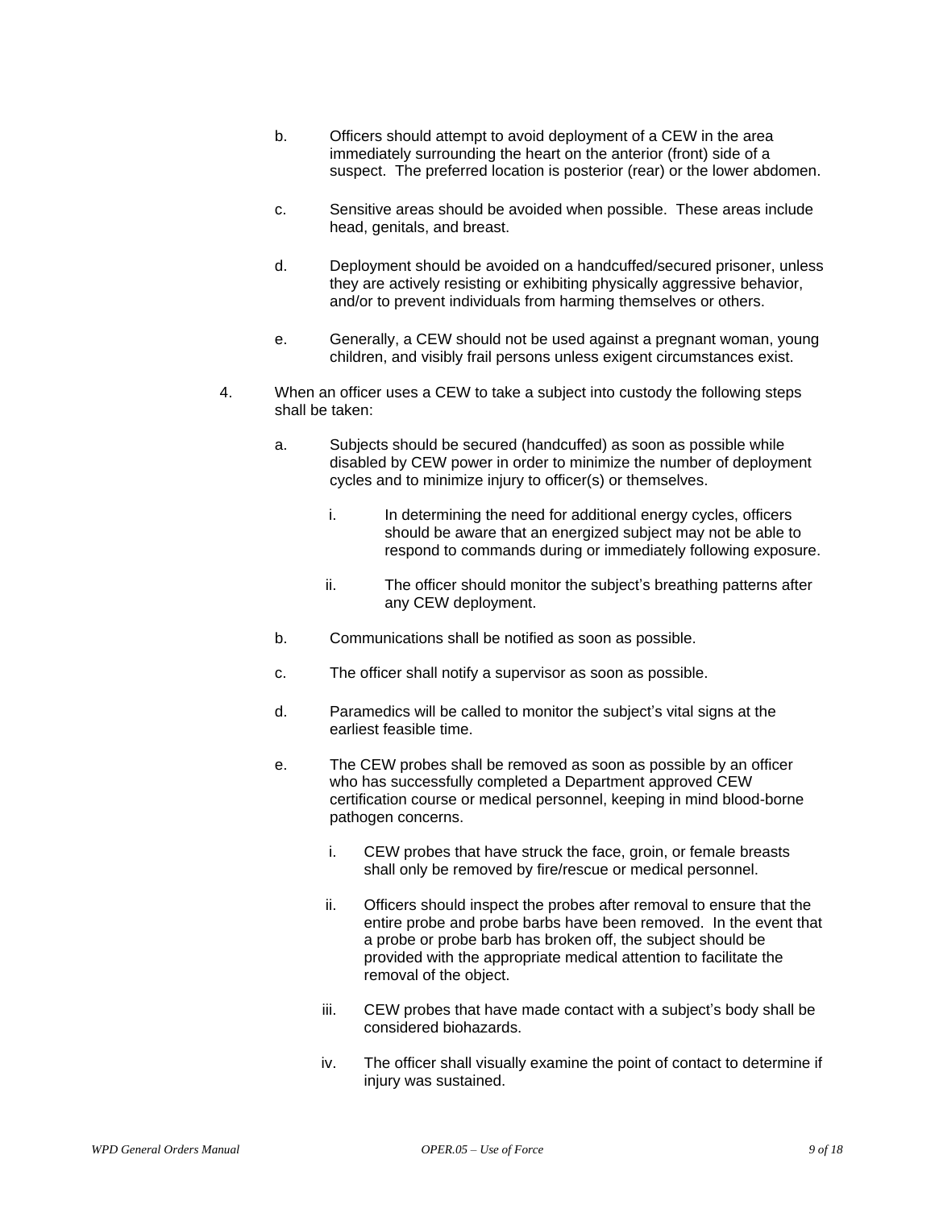b. Officers should attempt to avoid deployment of a CEW in the area immediately surrounding the heart on the anterior (front) side of a suspect. The preferred location is posterior (rear) or the lower abdomen.

c. Sensitive areas should be avoided when possible. These areas include head, genitals, and breast.

d. Deployment should be avoided on a handcuffed/secured prisoner, unless they are actively resisting or exhibiting physically aggressive behavior, and/or to prevent individuals from harming themselves or others.

e. Generally, a CEW should not be used against a pregnant woman, young children, and visibly frail persons unless exigent circumstances exist.

4. When an officer uses a CEW to take a subject into custody the following steps shall be taken:

   a. Subjects should be secured (handcuffed) as soon as possible while disabled by CEW power in order to minimize the number of deployment cycles and to minimize injury to officer(s) or themselves.

      i. In determining the need for additional energy cycles, officers should be aware that an energized subject may not be able to respond to commands during or immediately following exposure.

      ii. The officer should monitor the subject's breathing patterns after any CEW deployment.

   b. Communications shall be notified as soon as possible.

   c. The officer shall notify a supervisor as soon as possible.

   d. Paramedics will be called to monitor the subject's vital signs at the earliest feasible time.

   e. The CEW probes shall be removed as soon as possible by an officer who has successfully completed a Department approved CEW certification course or medical personnel, keeping in mind blood-borne pathogen concerns.

      i. CEW probes that have struck the face, groin, or female breasts shall only be removed by fire/rescue or medical personnel.

      ii. Officers should inspect the probes after removal to ensure that the entire probe and probe barbs have been removed. In the event that a probe or probe barb has broken off, the subject should be provided with the appropriate medical attention to facilitate the removal of the object.

      iii. CEW probes that have made contact with a subject's body shall be considered biohazards.

      iv. The officer shall visually examine the point of contact to determine if injury was sustained.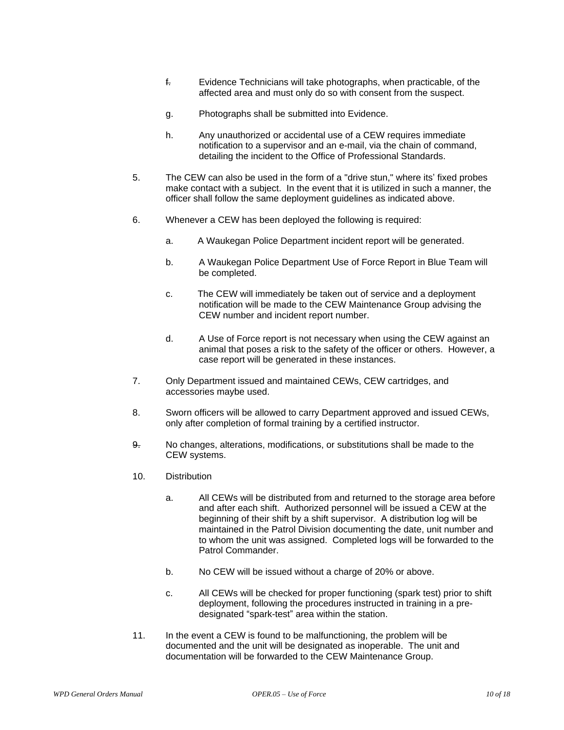f. Evidence Technicians will take photographs, when practicable, of the affected area and must only do so with consent from the suspect.

g. Photographs shall be submitted into Evidence.

h. Any unauthorized or accidental use of a CEW requires immediate notification to a supervisor and an e-mail, via the chain of command, detailing the incident to the Office of Professional Standards.

5. The CEW can also be used in the form of a "drive stun," where its' fixed probes make contact with a subject. In the event that it is utilized in such a manner, the officer shall follow the same deployment guidelines as indicated above.

6. Whenever a CEW has been deployed the following is required:

   a. A Waukegan Police Department incident report will be generated.

   b. A Waukegan Police Department Use of Force Report in Blue Team will be completed.

   c. The CEW will immediately be taken out of service and a deployment notification will be made to the CEW Maintenance Group advising the CEW number and incident report number.

   d. A Use of Force report is not necessary when using the CEW against an animal that poses a risk to the safety of the officer or others. However, a case report will be generated in these instances.

7. Only Department issued and maintained CEWs, CEW cartridges, and accessories maybe used.

8. Sworn officers will be allowed to carry Department approved and issued CEWs, only after completion of formal training by a certified instructor.

9. No changes, alterations, modifications, or substitutions shall be made to the CEW systems.

10. Distribution

   a. All CEWs will be distributed from and returned to the storage area before and after each shift. Authorized personnel will be issued a CEW at the beginning of their shift by a shift supervisor. A distribution log will be maintained in the Patrol Division documenting the date, unit number and to whom the unit was assigned. Completed logs will be forwarded to the Patrol Commander.

   b. No CEW will be issued without a charge of 20% or above.

   c. All CEWs will be checked for proper functioning (spark test) prior to shift deployment, following the procedures instructed in training in a pre-designated "spark-test" area within the station.

11. In the event a CEW is found to be malfunctioning, the problem will be documented and the unit will be designated as inoperable. The unit and documentation will be forwarded to the CEW Maintenance Group.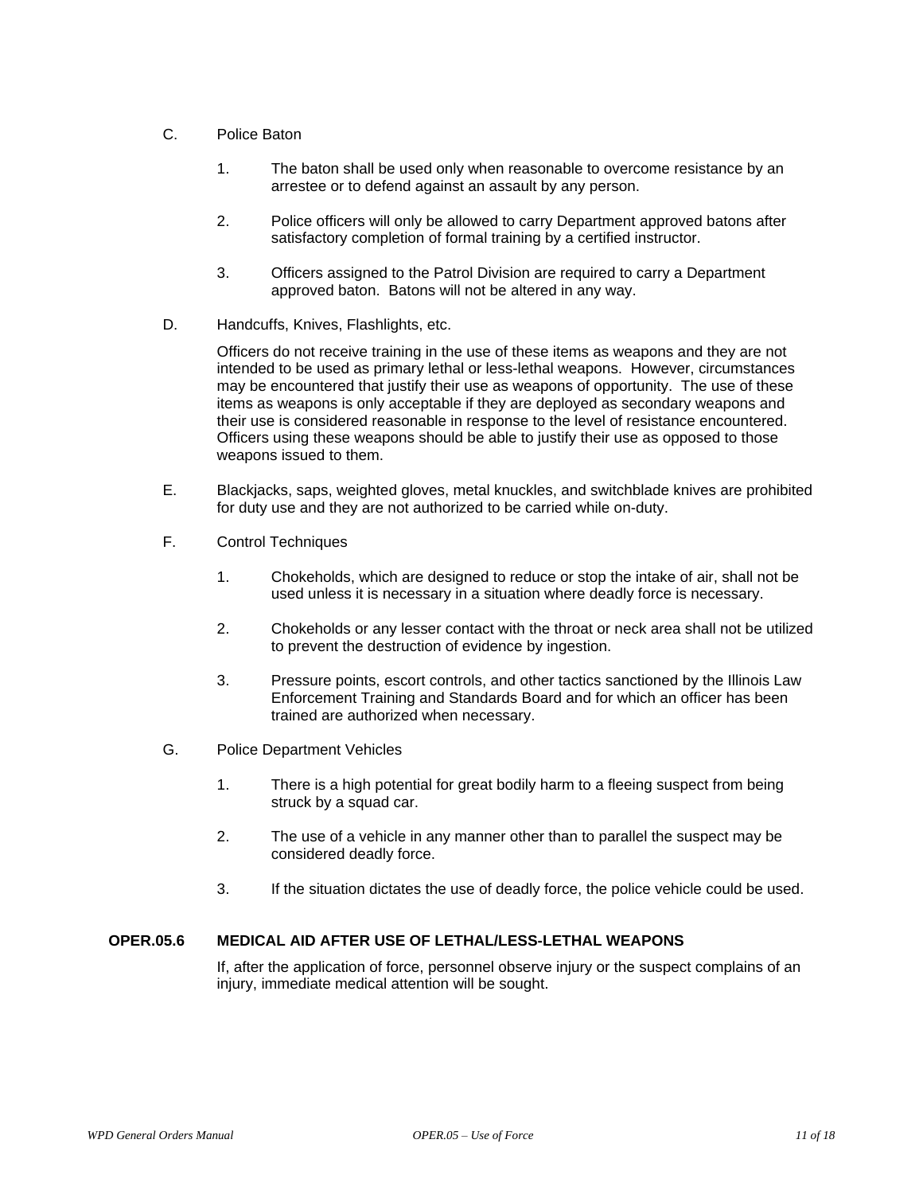C. Police Baton

1. The baton shall be used only when reasonable to overcome resistance by an arrestee or to defend against an assault by any person.

2. Police officers will only be allowed to carry Department approved batons after satisfactory completion of formal training by a certified instructor.

3. Officers assigned to the Patrol Division are required to carry a Department approved baton. Batons will not be altered in any way.

D. Handcuffs, Knives, Flashlights, etc.

Officers do not receive training in the use of these items as weapons and they are not intended to be used as primary lethal or less-lethal weapons. However, circumstances may be encountered that justify their use as weapons of opportunity. The use of these items as weapons is only acceptable if they are deployed as secondary weapons and their use is considered reasonable in response to the level of resistance encountered. Officers using these weapons should be able to justify their use as opposed to those weapons issued to them.

E. Blackjacks, saps, weighted gloves, metal knuckles, and switchblade knives are prohibited for duty use and they are not authorized to be carried while on-duty.

F. Control Techniques

1. Chokeholds, which are designed to reduce or stop the intake of air, shall not be used unless it is necessary in a situation where deadly force is necessary.

2. Chokeholds or any lesser contact with the throat or neck area shall not be utilized to prevent the destruction of evidence by ingestion.

3. Pressure points, escort controls, and other tactics sanctioned by the Illinois Law Enforcement Training and Standards Board and for which an officer has been trained are authorized when necessary.

G. Police Department Vehicles

1. There is a high potential for great bodily harm to a fleeing suspect from being struck by a squad car.

2. The use of a vehicle in any manner other than to parallel the suspect may be considered deadly force.

3. If the situation dictates the use of deadly force, the police vehicle could be used.

## OPER.05.6 MEDICAL AID AFTER USE OF LETHAL/LESS-LETHAL WEAPONS

If, after the application of force, personnel observe injury or the suspect complains of an injury, immediate medical attention will be sought.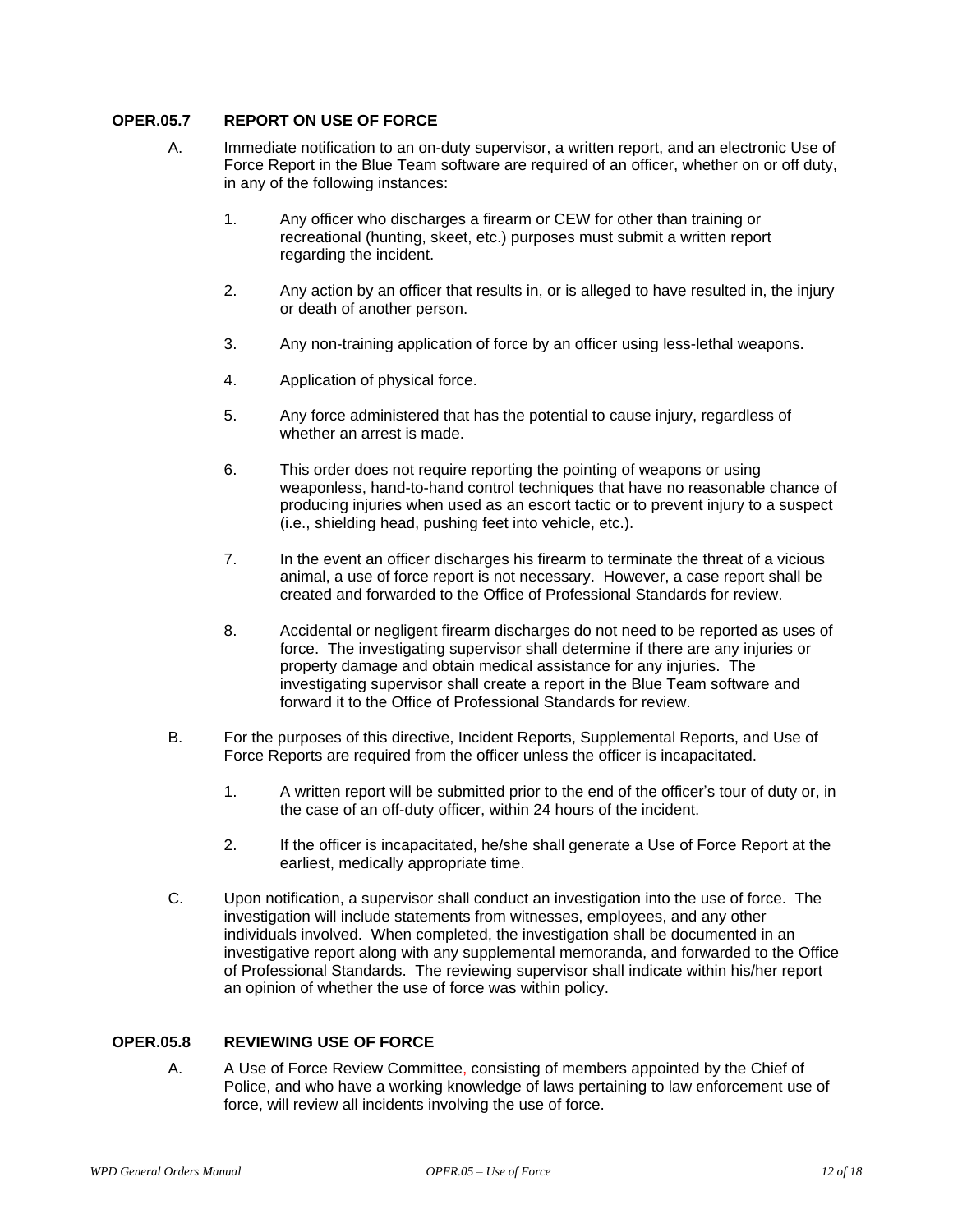## OPER.05.7 REPORT ON USE OF FORCE

A. Immediate notification to an on-duty supervisor, a written report, and an electronic Use of Force Report in the Blue Team software are required of an officer, whether on or off duty, in any of the following instances:

1. Any officer who discharges a firearm or CEW for other than training or recreational (hunting, skeet, etc.) purposes must submit a written report regarding the incident.

2. Any action by an officer that results in, or is alleged to have resulted in, the injury or death of another person.

3. Any non-training application of force by an officer using less-lethal weapons.

4. Application of physical force.

5. Any force administered that has the potential to cause injury, regardless of whether an arrest is made.

6. This order does not require reporting the pointing of weapons or using weaponless, hand-to-hand control techniques that have no reasonable chance of producing injuries when used as an escort tactic or to prevent injury to a suspect (i.e., shielding head, pushing feet into vehicle, etc.).

7. In the event an officer discharges his firearm to terminate the threat of a vicious animal, a use of force report is not necessary. However, a case report shall be created and forwarded to the Office of Professional Standards for review.

8. Accidental or negligent firearm discharges do not need to be reported as uses of force. The investigating supervisor shall determine if there are any injuries or property damage and obtain medical assistance for any injuries. The investigating supervisor shall create a report in the Blue Team software and forward it to the Office of Professional Standards for review.

B. For the purposes of this directive, Incident Reports, Supplemental Reports, and Use of Force Reports are required from the officer unless the officer is incapacitated.

1. A written report will be submitted prior to the end of the officer's tour of duty or, in the case of an off-duty officer, within 24 hours of the incident.

2. If the officer is incapacitated, he/she shall generate a Use of Force Report at the earliest, medically appropriate time.

C. Upon notification, a supervisor shall conduct an investigation into the use of force. The investigation will include statements from witnesses, employees, and any other individuals involved. When completed, the investigation shall be documented in an investigative report along with any supplemental memoranda, and forwarded to the Office of Professional Standards. The reviewing supervisor shall indicate within his/her report an opinion of whether the use of force was within policy.

## OPER.05.8 REVIEWING USE OF FORCE

A. A Use of Force Review Committee, consisting of members appointed by the Chief of Police, and who have a working knowledge of laws pertaining to law enforcement use of force, will review all incidents involving the use of force.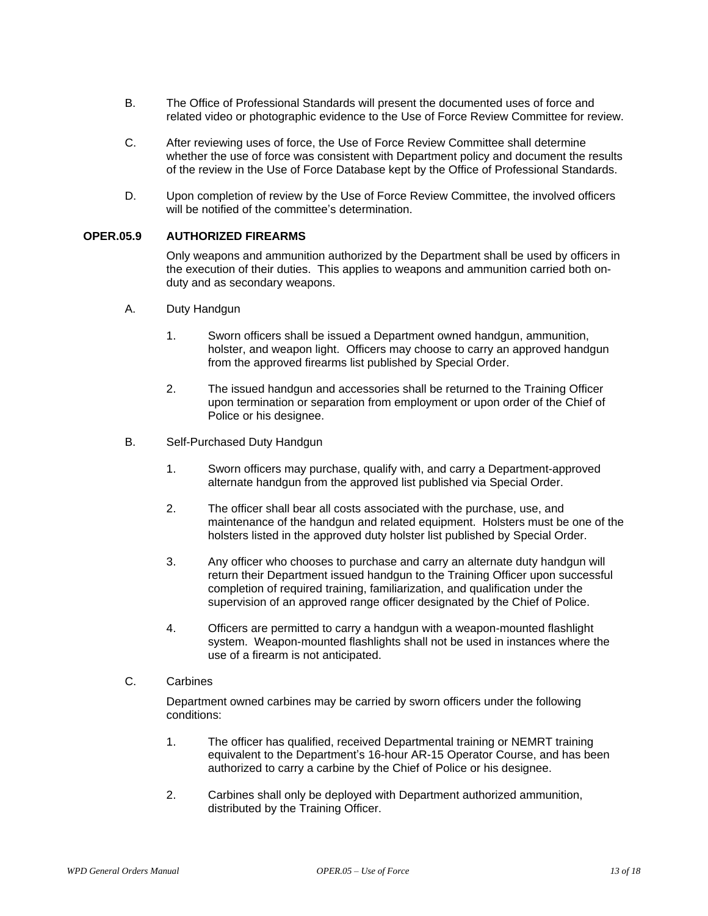B. The Office of Professional Standards will present the documented uses of force and related video or photographic evidence to the Use of Force Review Committee for review.

C. After reviewing uses of force, the Use of Force Review Committee shall determine whether the use of force was consistent with Department policy and document the results of the review in the Use of Force Database kept by the Office of Professional Standards.

D. Upon completion of review by the Use of Force Review Committee, the involved officers will be notified of the committee's determination.

## OPER.05.9 AUTHORIZED FIREARMS

Only weapons and ammunition authorized by the Department shall be used by officers in the execution of their duties. This applies to weapons and ammunition carried both on-duty and as secondary weapons.

A. Duty Handgun

1. Sworn officers shall be issued a Department owned handgun, ammunition, holster, and weapon light. Officers may choose to carry an approved handgun from the approved firearms list published by Special Order.

2. The issued handgun and accessories shall be returned to the Training Officer upon termination or separation from employment or upon order of the Chief of Police or his designee.

B. Self-Purchased Duty Handgun

1. Sworn officers may purchase, qualify with, and carry a Department-approved alternate handgun from the approved list published via Special Order.

2. The officer shall bear all costs associated with the purchase, use, and maintenance of the handgun and related equipment. Holsters must be one of the holsters listed in the approved duty holster list published by Special Order.

3. Any officer who chooses to purchase and carry an alternate duty handgun will return their Department issued handgun to the Training Officer upon successful completion of required training, familiarization, and qualification under the supervision of an approved range officer designated by the Chief of Police.

4. Officers are permitted to carry a handgun with a weapon-mounted flashlight system. Weapon-mounted flashlights shall not be used in instances where the use of a firearm is not anticipated.

C. Carbines

Department owned carbines may be carried by sworn officers under the following conditions:

1. The officer has qualified, received Departmental training or NEMRT training equivalent to the Department's 16-hour AR-15 Operator Course, and has been authorized to carry a carbine by the Chief of Police or his designee.

2. Carbines shall only be deployed with Department authorized ammunition, distributed by the Training Officer.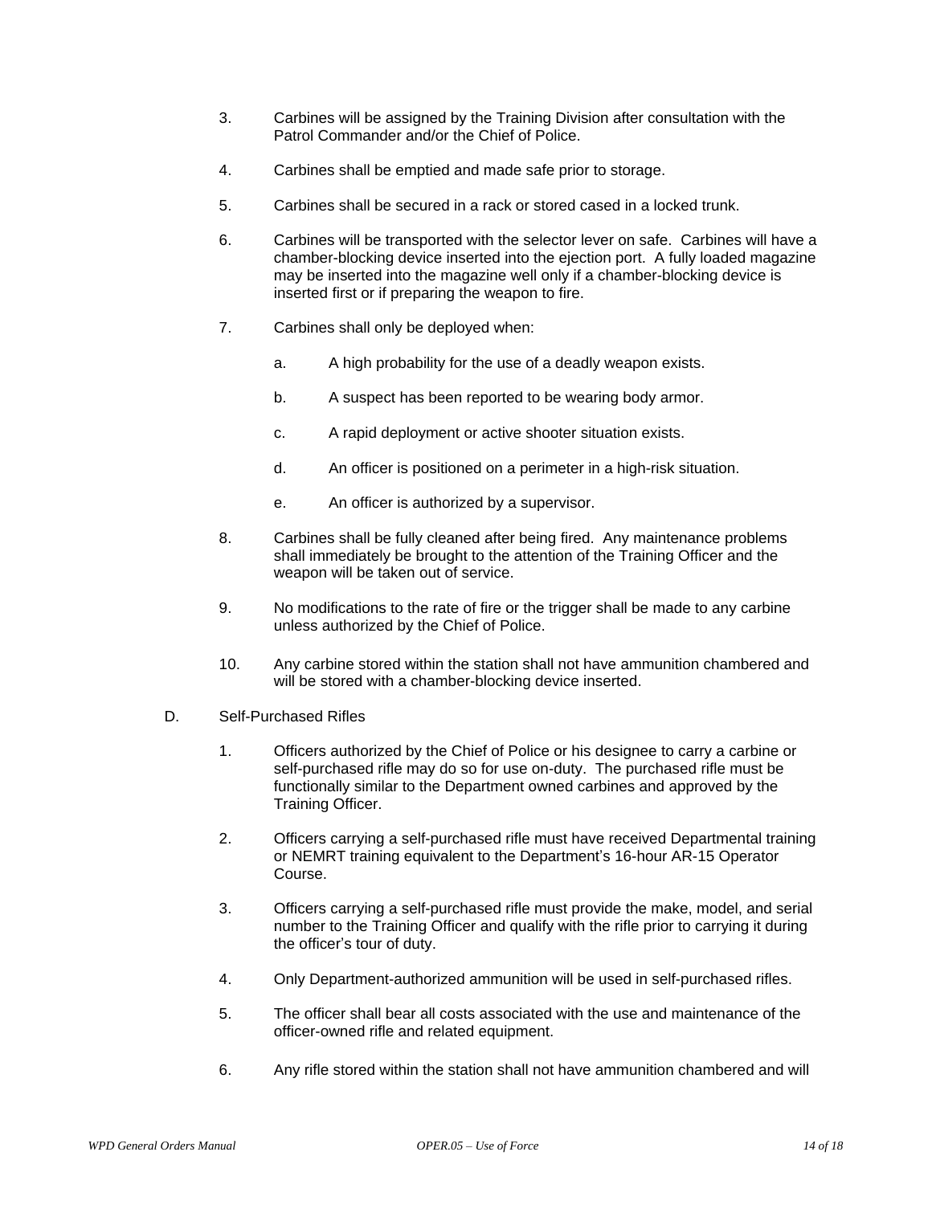3. Carbines will be assigned by the Training Division after consultation with the Patrol Commander and/or the Chief of Police.

4. Carbines shall be emptied and made safe prior to storage.

5. Carbines shall be secured in a rack or stored cased in a locked trunk.

6. Carbines will be transported with the selector lever on safe. Carbines will have a chamber-blocking device inserted into the ejection port. A fully loaded magazine may be inserted into the magazine well only if a chamber-blocking device is inserted first or if preparing the weapon to fire.

7. Carbines shall only be deployed when:

   a. A high probability for the use of a deadly weapon exists.

   b. A suspect has been reported to be wearing body armor.

   c. A rapid deployment or active shooter situation exists.

   d. An officer is positioned on a perimeter in a high-risk situation.

   e. An officer is authorized by a supervisor.

8. Carbines shall be fully cleaned after being fired. Any maintenance problems shall immediately be brought to the attention of the Training Officer and the weapon will be taken out of service.

9. No modifications to the rate of fire or the trigger shall be made to any carbine unless authorized by the Chief of Police.

10. Any carbine stored within the station shall not have ammunition chambered and will be stored with a chamber-blocking device inserted.

D. Self-Purchased Rifles

1. Officers authorized by the Chief of Police or his designee to carry a carbine or self-purchased rifle may do so for use on-duty. The purchased rifle must be functionally similar to the Department owned carbines and approved by the Training Officer.

2. Officers carrying a self-purchased rifle must have received Departmental training or NEMRT training equivalent to the Department's 16-hour AR-15 Operator Course.

3. Officers carrying a self-purchased rifle must provide the make, model, and serial number to the Training Officer and qualify with the rifle prior to carrying it during the officer's tour of duty.

4. Only Department-authorized ammunition will be used in self-purchased rifles.

5. The officer shall bear all costs associated with the use and maintenance of the officer-owned rifle and related equipment.

6. Any rifle stored within the station shall not have ammunition chambered and will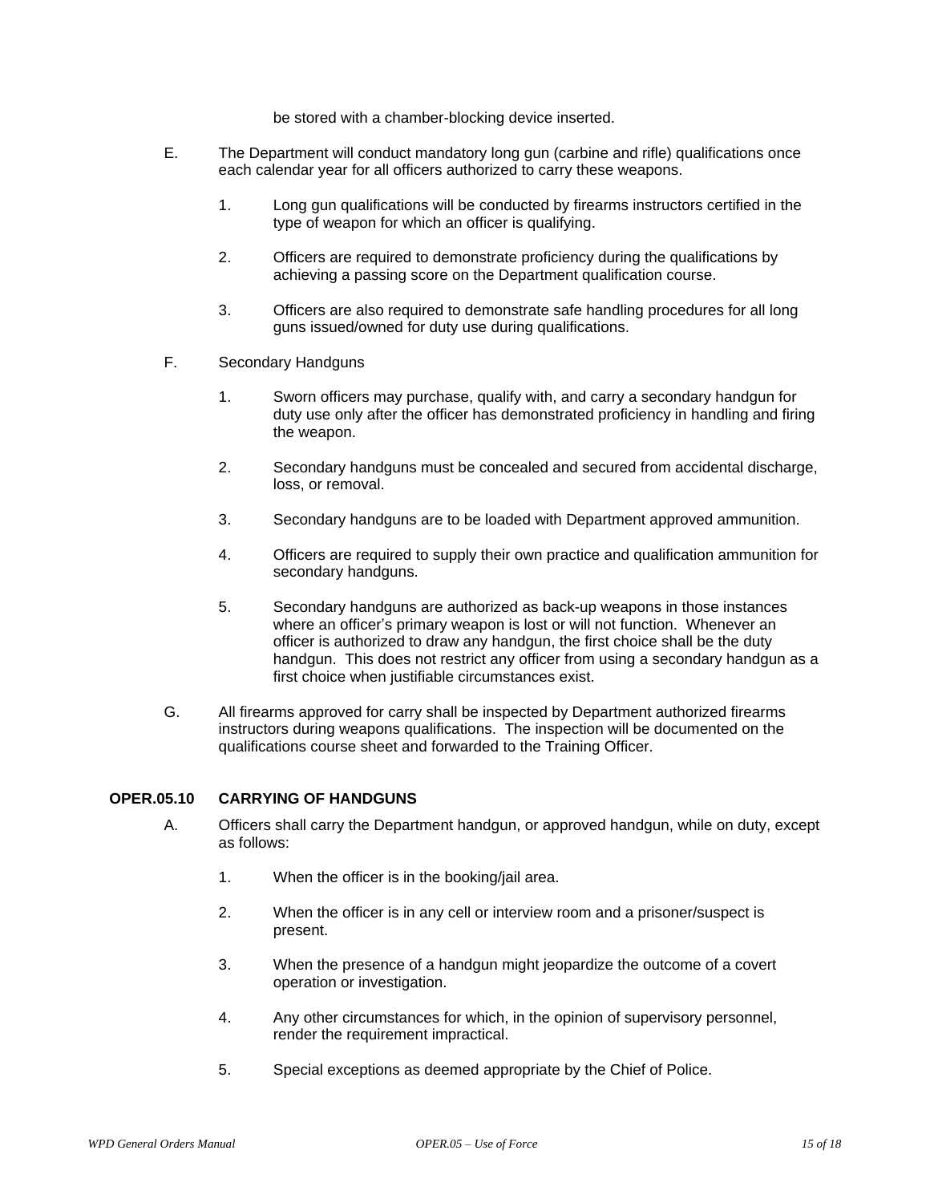be stored with a chamber-blocking device inserted.

E. The Department will conduct mandatory long gun (carbine and rifle) qualifications once each calendar year for all officers authorized to carry these weapons.

1. Long gun qualifications will be conducted by firearms instructors certified in the type of weapon for which an officer is qualifying.

2. Officers are required to demonstrate proficiency during the qualifications by achieving a passing score on the Department qualification course.

3. Officers are also required to demonstrate safe handling procedures for all long guns issued/owned for duty use during qualifications.

F. Secondary Handguns

1. Sworn officers may purchase, qualify with, and carry a secondary handgun for duty use only after the officer has demonstrated proficiency in handling and firing the weapon.

2. Secondary handguns must be concealed and secured from accidental discharge, loss, or removal.

3. Secondary handguns are to be loaded with Department approved ammunition.

4. Officers are required to supply their own practice and qualification ammunition for secondary handguns.

5. Secondary handguns are authorized as back-up weapons in those instances where an officer's primary weapon is lost or will not function. Whenever an officer is authorized to draw any handgun, the first choice shall be the duty handgun. This does not restrict any officer from using a secondary handgun as a first choice when justifiable circumstances exist.

G. All firearms approved for carry shall be inspected by Department authorized firearms instructors during weapons qualifications. The inspection will be documented on the qualifications course sheet and forwarded to the Training Officer.

## OPER.05.10 CARRYING OF HANDGUNS

A. Officers shall carry the Department handgun, or approved handgun, while on duty, except as follows:

1. When the officer is in the booking/jail area.

2. When the officer is in any cell or interview room and a prisoner/suspect is present.

3. When the presence of a handgun might jeopardize the outcome of a covert operation or investigation.

4. Any other circumstances for which, in the opinion of supervisory personnel, render the requirement impractical.

5. Special exceptions as deemed appropriate by the Chief of Police.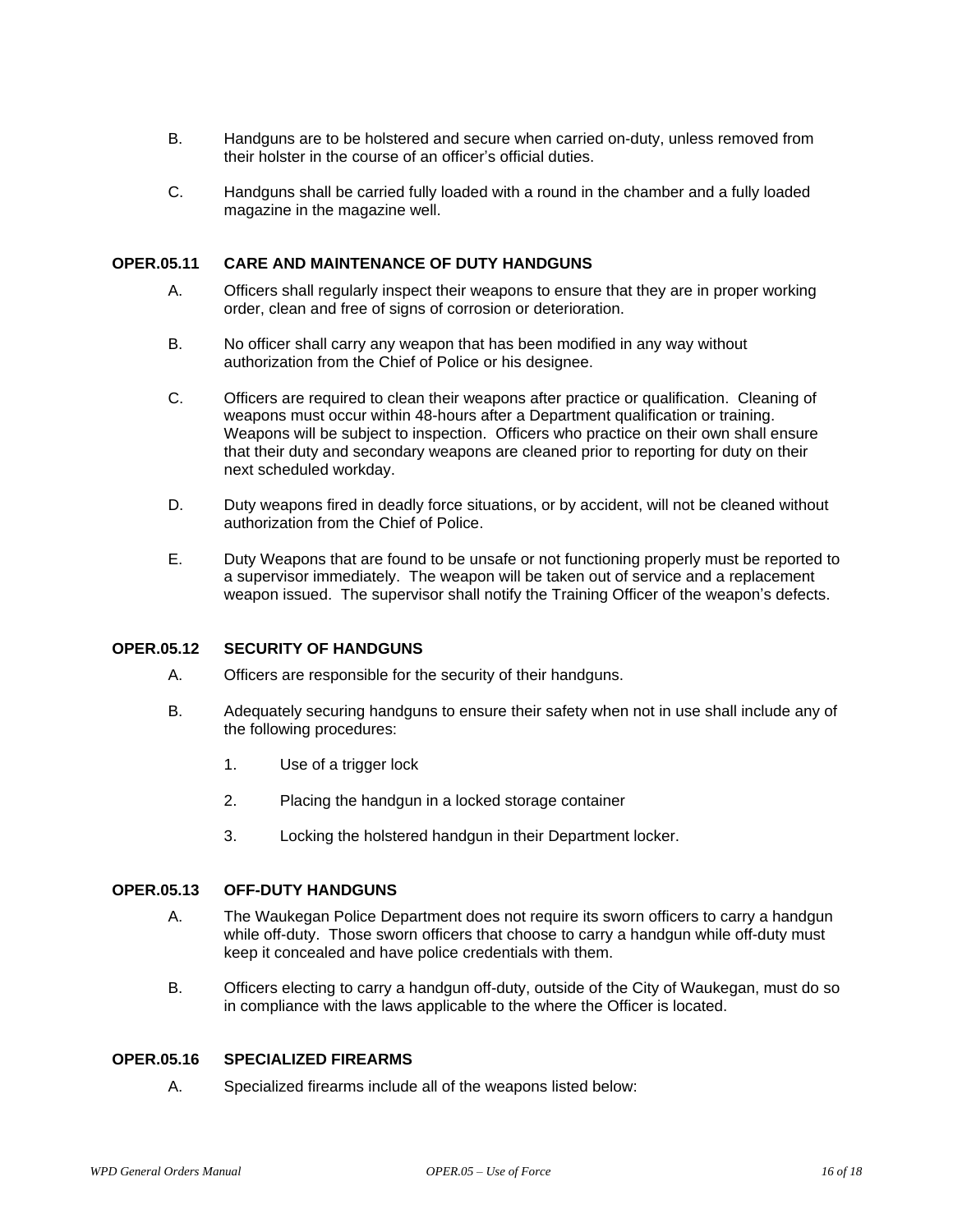B. Handguns are to be holstered and secure when carried on-duty, unless removed from their holster in the course of an officer's official duties.

C. Handguns shall be carried fully loaded with a round in the chamber and a fully loaded magazine in the magazine well.

### OPER.05.11 CARE AND MAINTENANCE OF DUTY HANDGUNS

A. Officers shall regularly inspect their weapons to ensure that they are in proper working order, clean and free of signs of corrosion or deterioration.

B. No officer shall carry any weapon that has been modified in any way without authorization from the Chief of Police or his designee.

C. Officers are required to clean their weapons after practice or qualification. Cleaning of weapons must occur within 48-hours after a Department qualification or training. Weapons will be subject to inspection. Officers who practice on their own shall ensure that their duty and secondary weapons are cleaned prior to reporting for duty on their next scheduled workday.

D. Duty weapons fired in deadly force situations, or by accident, will not be cleaned without authorization from the Chief of Police.

E. Duty Weapons that are found to be unsafe or not functioning properly must be reported to a supervisor immediately. The weapon will be taken out of service and a replacement weapon issued. The supervisor shall notify the Training Officer of the weapon's defects.

### OPER.05.12 SECURITY OF HANDGUNS

A. Officers are responsible for the security of their handguns.

B. Adequately securing handguns to ensure their safety when not in use shall include any of the following procedures:

1. Use of a trigger lock
2. Placing the handgun in a locked storage container
3. Locking the holstered handgun in their Department locker.

### OPER.05.13 OFF-DUTY HANDGUNS

A. The Waukegan Police Department does not require its sworn officers to carry a handgun while off-duty. Those sworn officers that choose to carry a handgun while off-duty must keep it concealed and have police credentials with them.

B. Officers electing to carry a handgun off-duty, outside of the City of Waukegan, must do so in compliance with the laws applicable to the where the Officer is located.

### OPER.05.16 SPECIALIZED FIREARMS

A. Specialized firearms include all of the weapons listed below: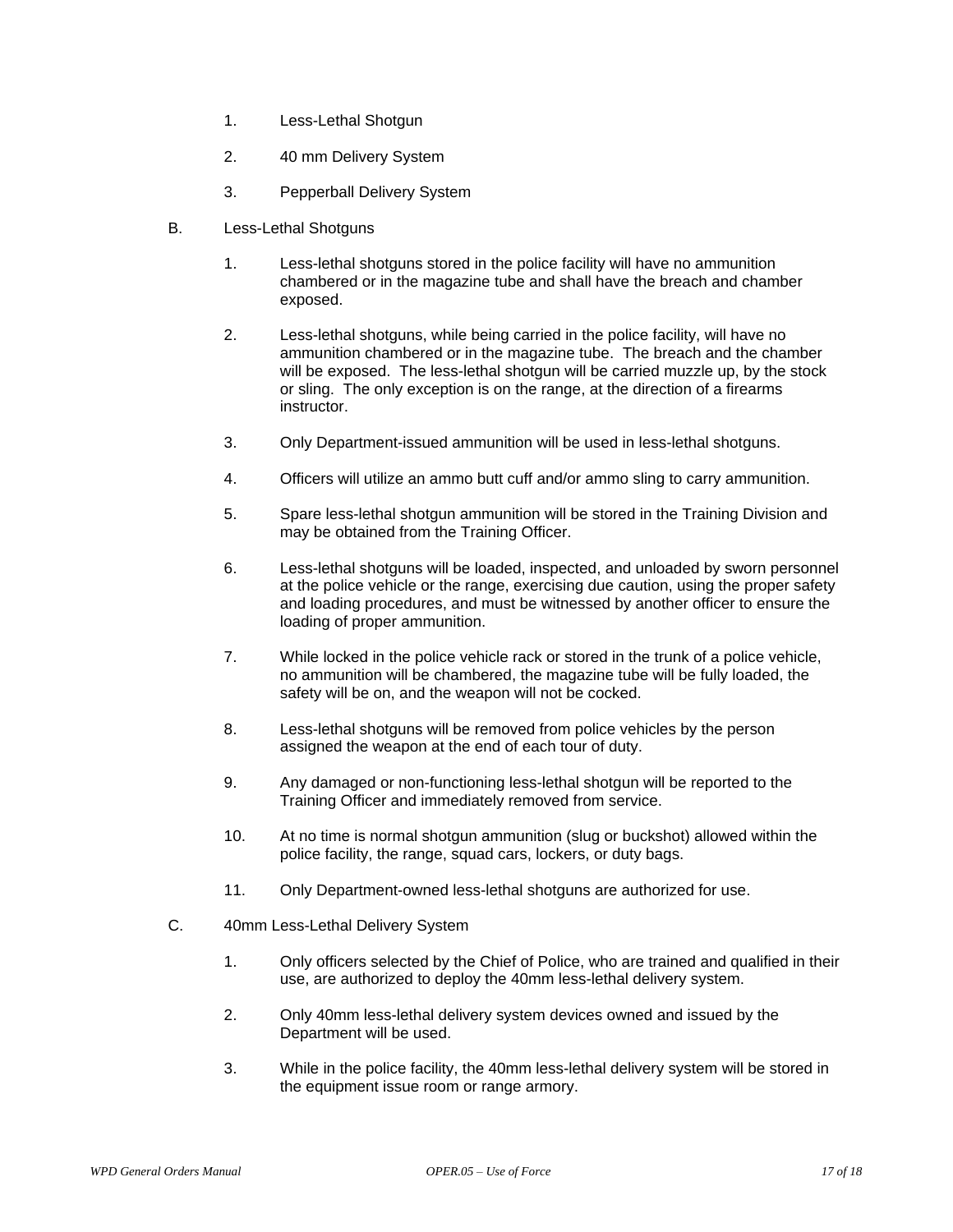1. Less-Lethal Shotgun

2. 40 mm Delivery System

3. Pepperball Delivery System

B. Less-Lethal Shotguns

1. Less-lethal shotguns stored in the police facility will have no ammunition chambered or in the magazine tube and shall have the breach and chamber exposed.

2. Less-lethal shotguns, while being carried in the police facility, will have no ammunition chambered or in the magazine tube. The breach and the chamber will be exposed. The less-lethal shotgun will be carried muzzle up, by the stock or sling. The only exception is on the range, at the direction of a firearms instructor.

3. Only Department-issued ammunition will be used in less-lethal shotguns.

4. Officers will utilize an ammo butt cuff and/or ammo sling to carry ammunition.

5. Spare less-lethal shotgun ammunition will be stored in the Training Division and may be obtained from the Training Officer.

6. Less-lethal shotguns will be loaded, inspected, and unloaded by sworn personnel at the police vehicle or the range, exercising due caution, using the proper safety and loading procedures, and must be witnessed by another officer to ensure the loading of proper ammunition.

7. While locked in the police vehicle rack or stored in the trunk of a police vehicle, no ammunition will be chambered, the magazine tube will be fully loaded, the safety will be on, and the weapon will not be cocked.

8. Less-lethal shotguns will be removed from police vehicles by the person assigned the weapon at the end of each tour of duty.

9. Any damaged or non-functioning less-lethal shotgun will be reported to the Training Officer and immediately removed from service.

10. At no time is normal shotgun ammunition (slug or buckshot) allowed within the police facility, the range, squad cars, lockers, or duty bags.

11. Only Department-owned less-lethal shotguns are authorized for use.

C. 40mm Less-Lethal Delivery System

1. Only officers selected by the Chief of Police, who are trained and qualified in their use, are authorized to deploy the 40mm less-lethal delivery system.

2. Only 40mm less-lethal delivery system devices owned and issued by the Department will be used.

3. While in the police facility, the 40mm less-lethal delivery system will be stored in the equipment issue room or range armory.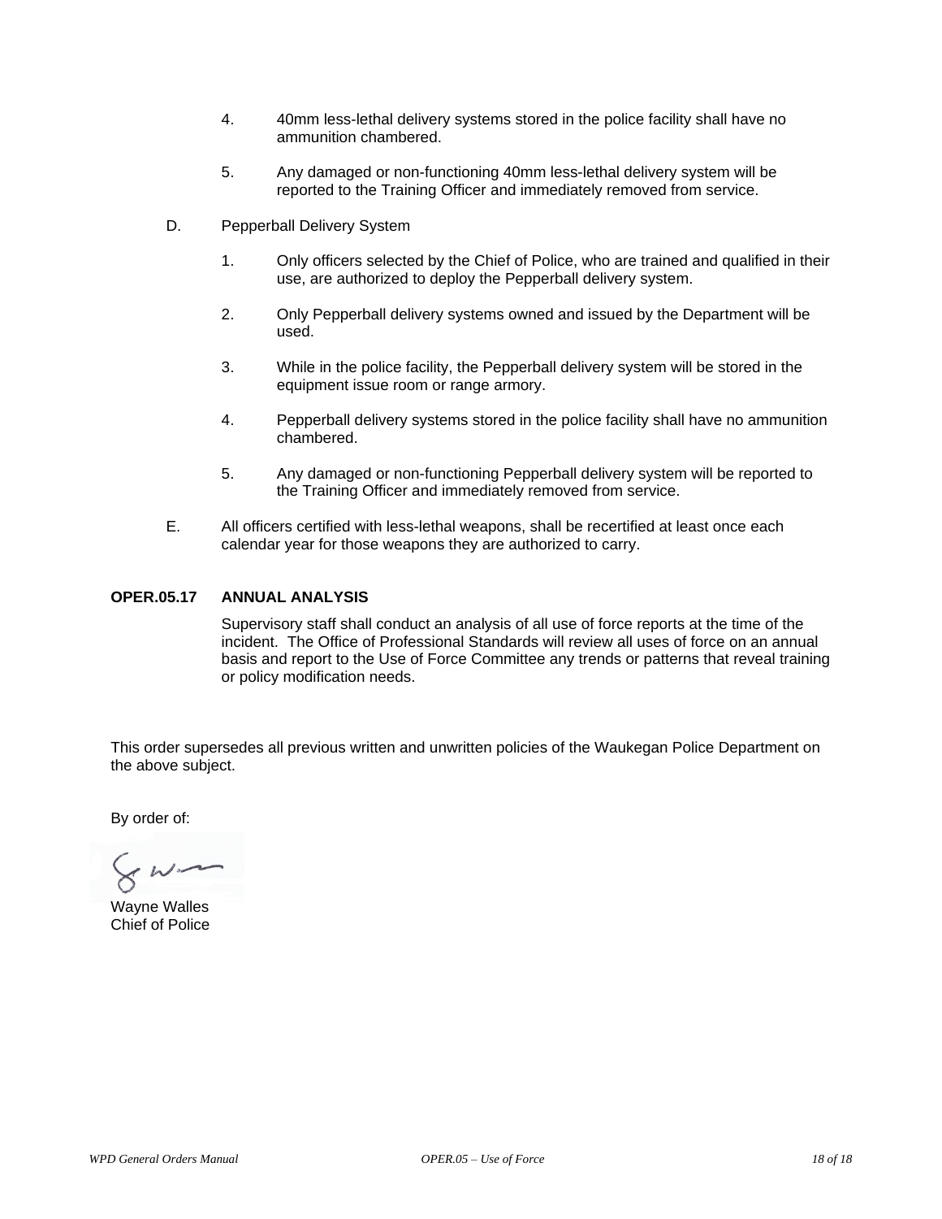4. 40mm less-lethal delivery systems stored in the police facility shall have no ammunition chambered.

5. Any damaged or non-functioning 40mm less-lethal delivery system will be reported to the Training Officer and immediately removed from service.

D. Pepperball Delivery System

1. Only officers selected by the Chief of Police, who are trained and qualified in their use, are authorized to deploy the Pepperball delivery system.

2. Only Pepperball delivery systems owned and issued by the Department will be used.

3. While in the police facility, the Pepperball delivery system will be stored in the equipment issue room or range armory.

4. Pepperball delivery systems stored in the police facility shall have no ammunition chambered.

5. Any damaged or non-functioning Pepperball delivery system will be reported to the Training Officer and immediately removed from service.

E. All officers certified with less-lethal weapons, shall be recertified at least once each calendar year for those weapons they are authorized to carry.

## OPER.05.17 ANNUAL ANALYSIS

Supervisory staff shall conduct an analysis of all use of force reports at the time of the incident. The Office of Professional Standards will review all uses of force on an annual basis and report to the Use of Force Committee any trends or patterns that reveal training or policy modification needs.

This order supersedes all previous written and unwritten policies of the Waukegan Police Department on the above subject.

By order of:

Wayne Walles
Chief of Police